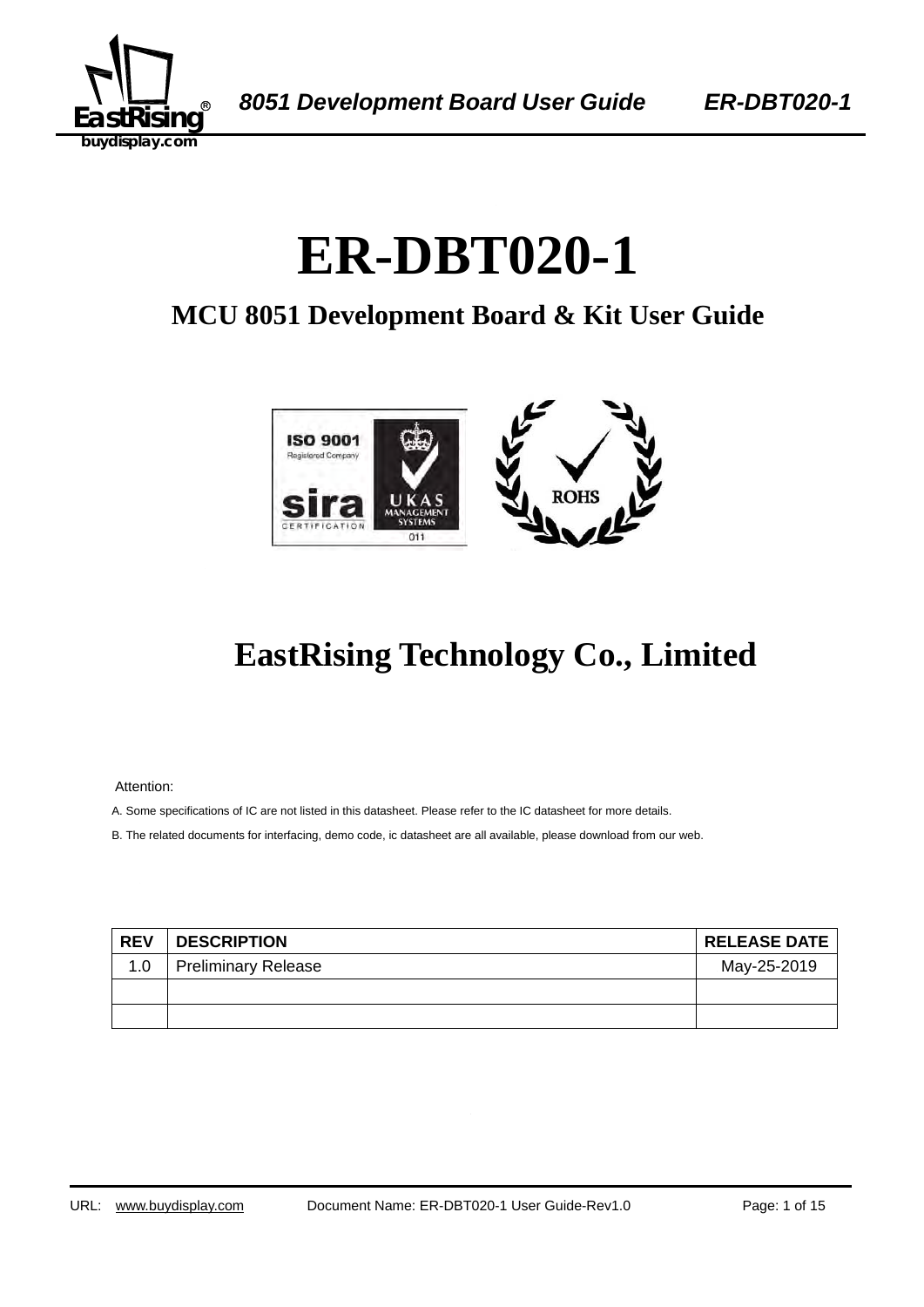# ER-DBT020-1

## MCU 8051 Development Board & Kit User Guide

## EastRising Technology Co., Limited

Attention:

A. Some specifications of IC are not listed in this datasheet. Please refer to the IC datasheet for more details.

B. The related documents for interfacing, demo code, ic datasheet are all available, please download from our web.

| REV | DESCRIPTION | RELEASE DATE |
|---|---|---|
| 1.0 | Preliminary Release | May-25-2019 |
| | | |
| | | |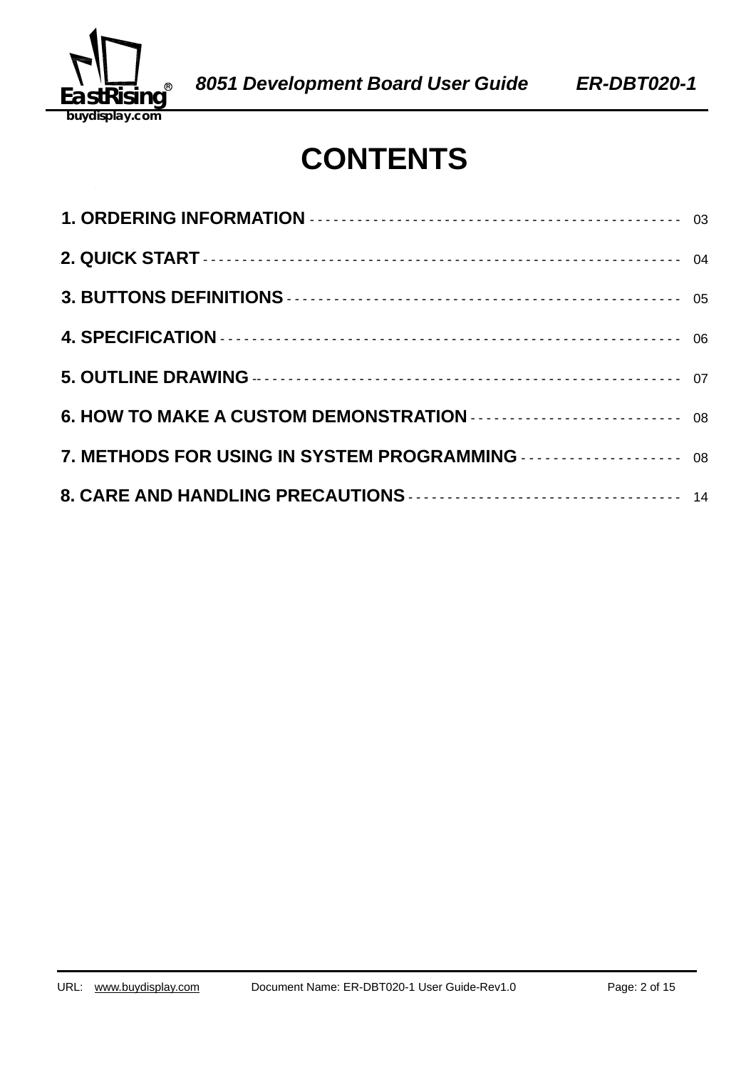# CONTENTS

| | |
|---|---|
| **1. ORDERING INFORMATION** | 03 |
| **2. QUICK START** | 04 |
| **3. BUTTONS DEFINITIONS** | 05 |
| **4. SPECIFICATION** | 06 |
| **5. OUTLINE DRAWING** | 07 |
| **6. HOW TO MAKE A CUSTOM DEMONSTRATION** | 08 |
| **7. METHODS FOR USING IN SYSTEM PROGRAMMING** | 08 |
| **8. CARE AND HANDLING PRECAUTIONS** | 14 |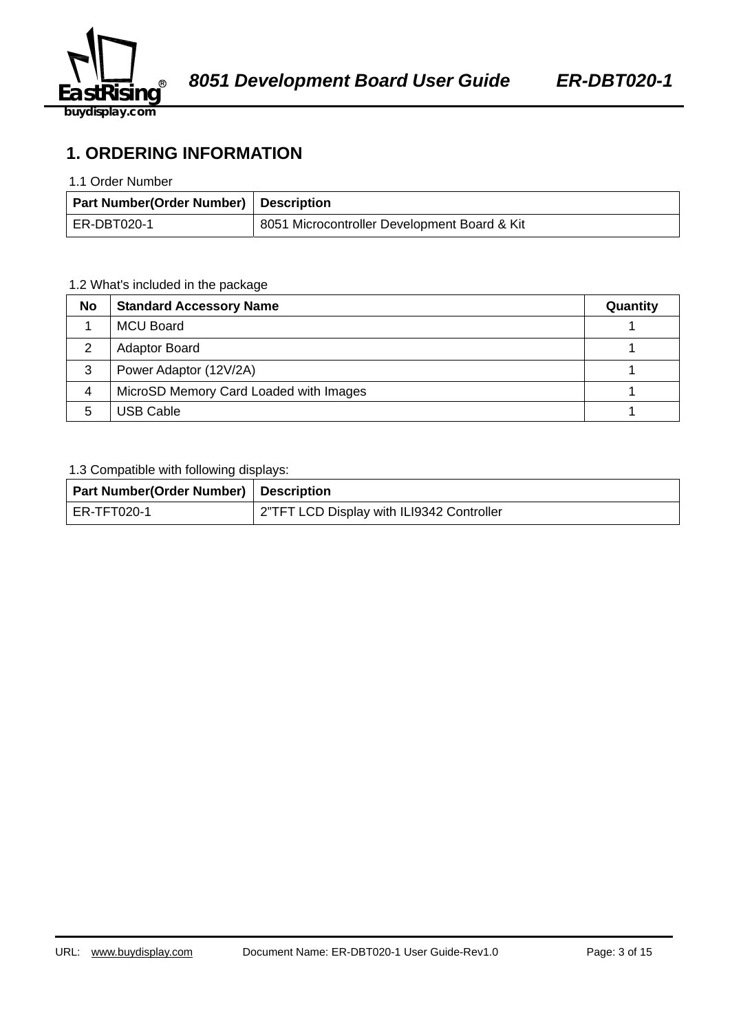# 1. ORDERING INFORMATION

1.1 Order Number

| Part Number(Order Number) | Description |
|---|---|
| ER-DBT020-1 | 8051 Microcontroller Development Board & Kit |

1.2 What's included in the package

| No | Standard Accessory Name | Quantity |
|---|---|---|
| 1 | MCU Board | 1 |
| 2 | Adaptor Board | 1 |
| 3 | Power Adaptor (12V/2A) | 1 |
| 4 | MicroSD Memory Card Loaded with Images | 1 |
| 5 | USB Cable | 1 |

1.3 Compatible with following displays:

| Part Number(Order Number) | Description |
|---|---|
| ER-TFT020-1 | 2"TFT LCD Display with ILI9342 Controller |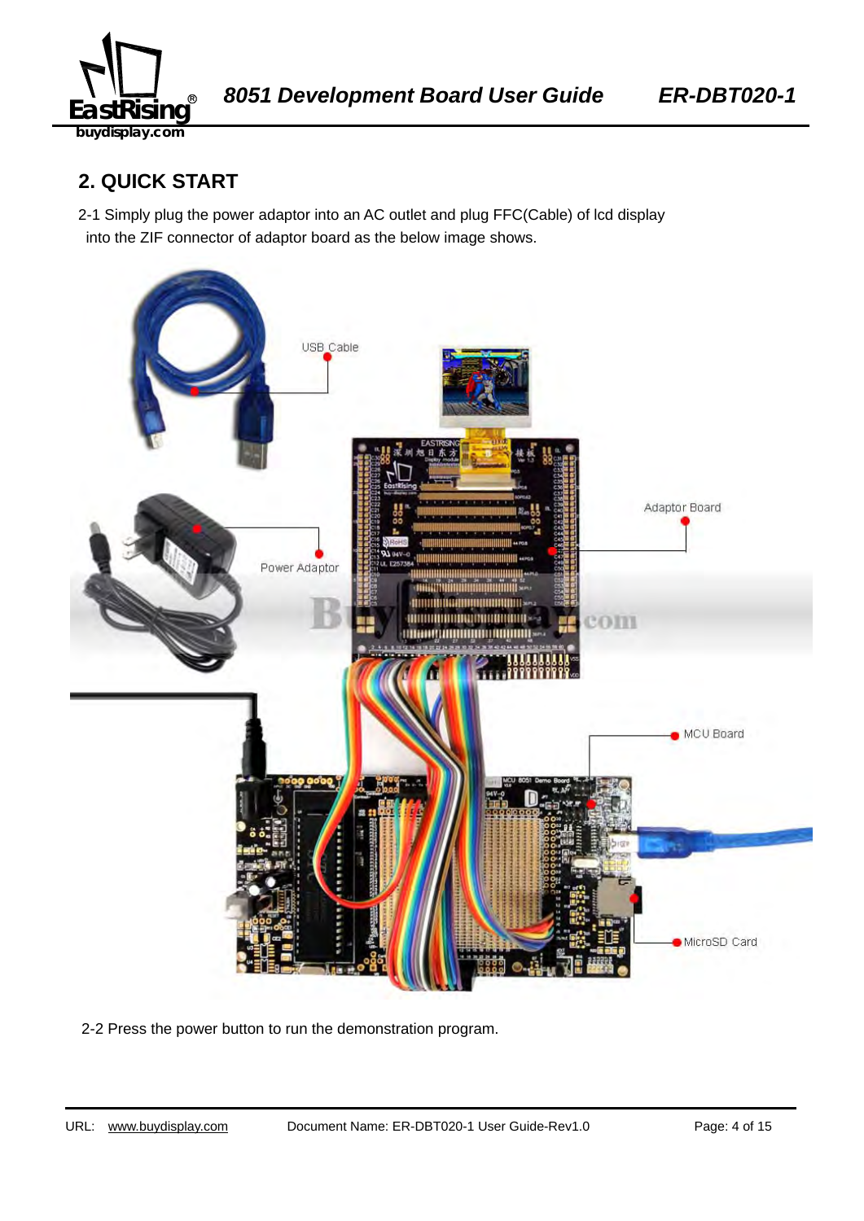## 2. QUICK START

2-1 Simply plug the power adaptor into an AC outlet and plug FFC(Cable) of lcd display into the ZIF connector of adaptor board as the below image shows.

2-2 Press the power button to run the demonstration program.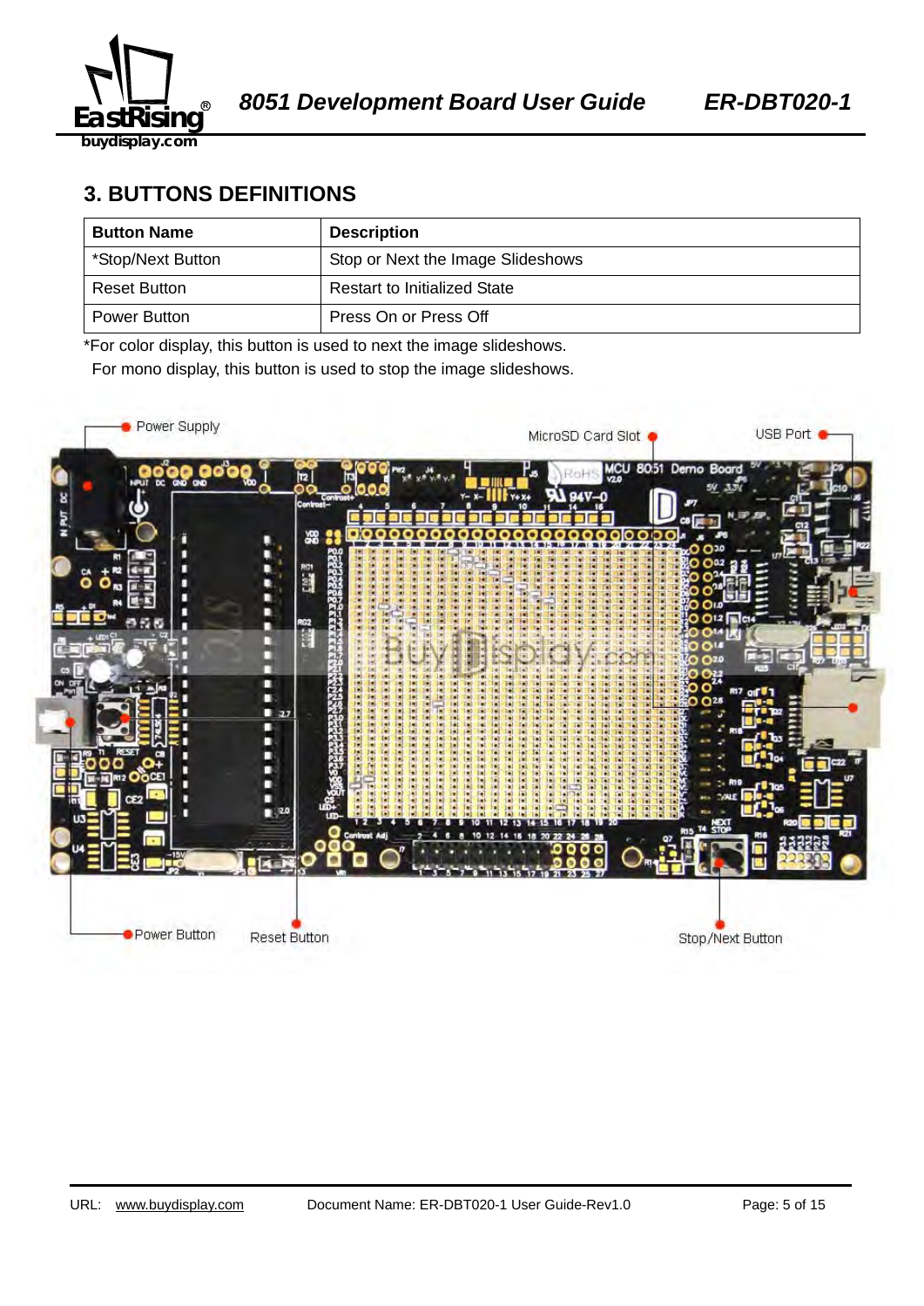## 3. BUTTONS DEFINITIONS

| Button Name | Description |
|---|---|
| *Stop/Next Button | Stop or Next the Image Slideshows |
| Reset Button | Restart to Initialized State |
| Power Button | Press On or Press Off |

*For color display, this button is used to next the image slideshows.
For mono display, this button is used to stop the image slideshows.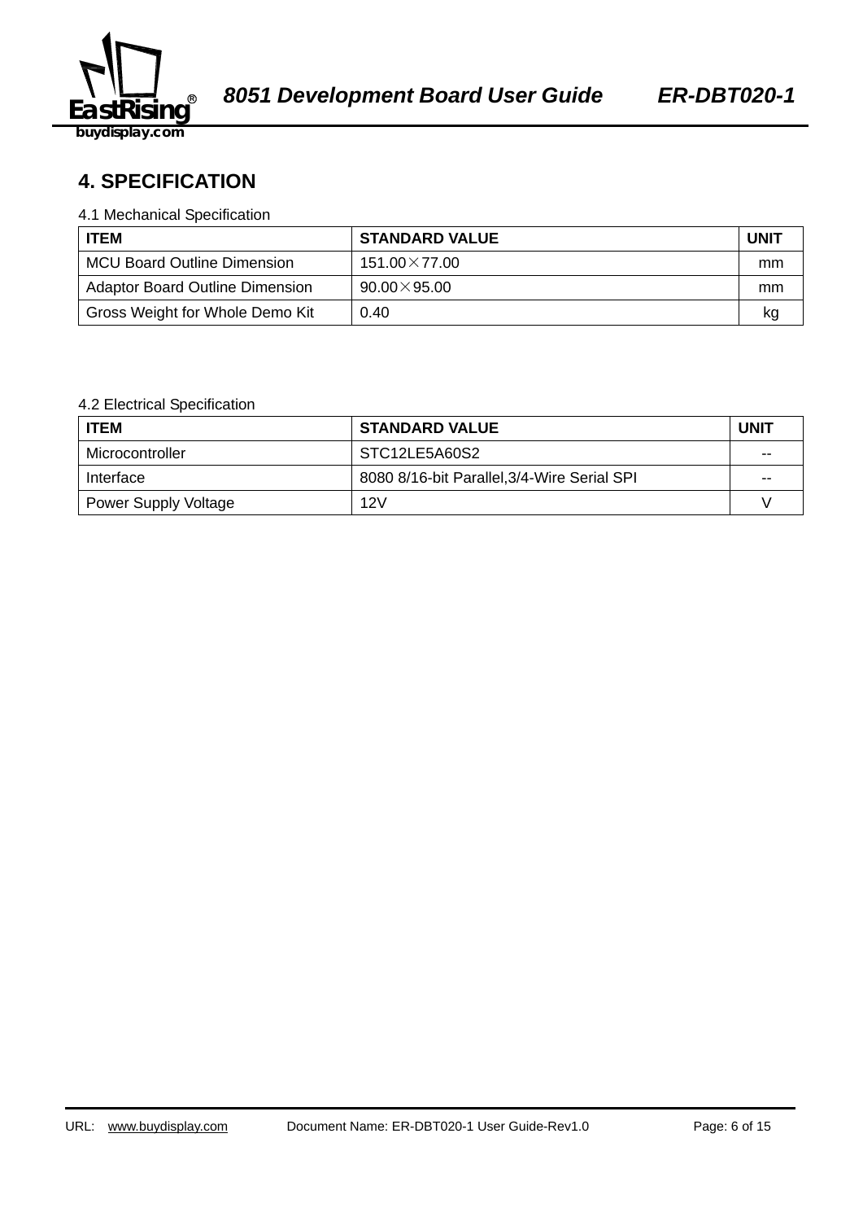## 4. SPECIFICATION

4.1 Mechanical Specification

| ITEM | STANDARD VALUE | UNIT |
|---|---|---|
| MCU Board Outline Dimension | 151.00×77.00 | mm |
| Adaptor Board Outline Dimension | 90.00×95.00 | mm |
| Gross Weight for Whole Demo Kit | 0.40 | kg |

4.2 Electrical Specification

| ITEM | STANDARD VALUE | UNIT |
|---|---|---|
| Microcontroller | STC12LE5A60S2 | -- |
| Interface | 8080 8/16-bit Parallel,3/4-Wire Serial SPI | -- |
| Power Supply Voltage | 12V | V |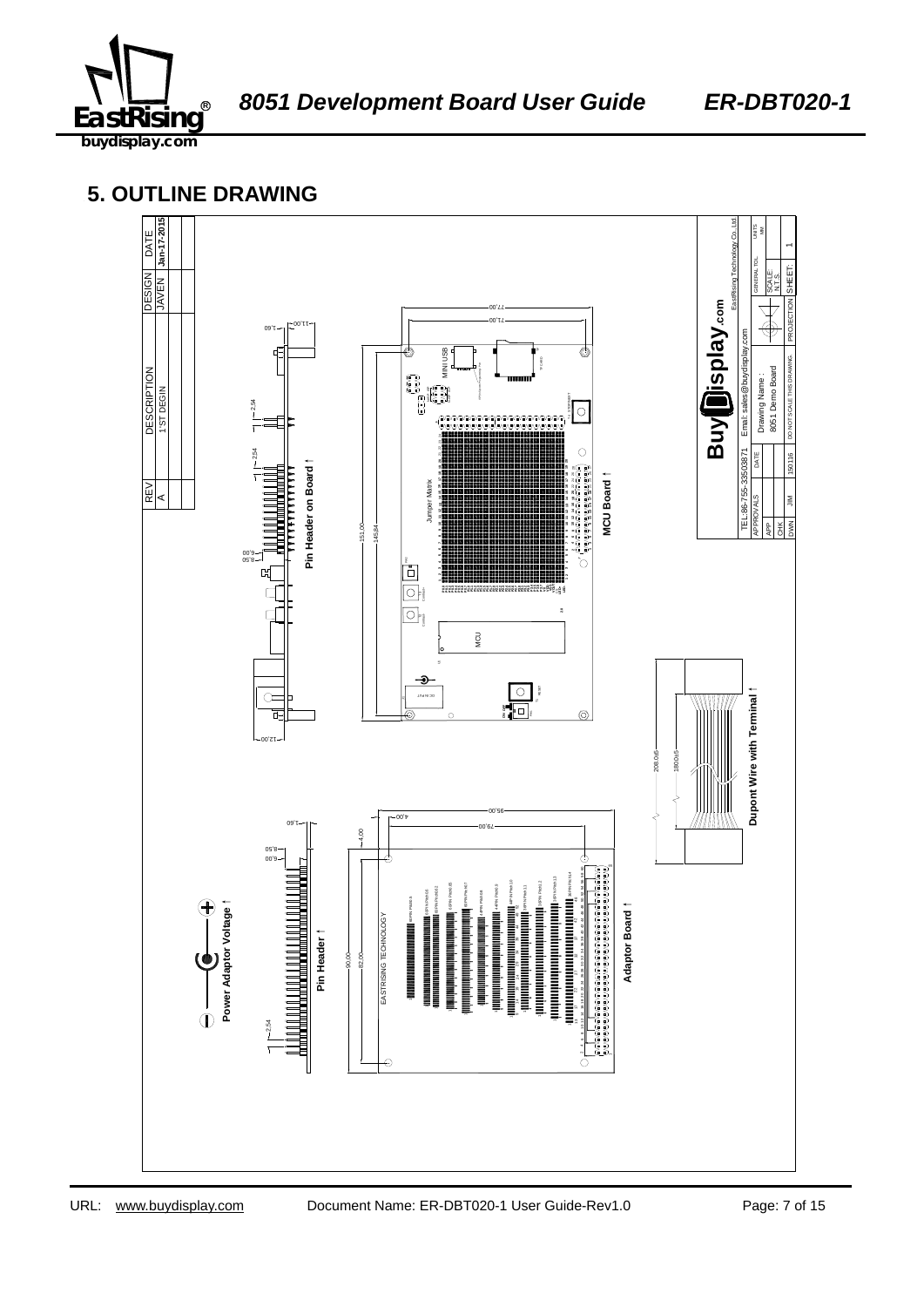# 5. OUTLINE DRAWING

| REV | DESCRIPTION | DESIGN | DATE |
|---|---|---|---|
| A | 1'ST DEGIN | JAVEN | Jan-17-2015 |

Pin Header on Board

MCU Board

Dupont Wire with Terminal

Power Adaptor Voltage

Pin Header

Adaptor Board

| BuyDisplay.com | | | |
|---|---|---|---|
| TEL:86-755-33503871 | Email: sales@buydisplay.com | EastRising Technology Co.,Ltd. | |
| APPROVALS | DATE | GENERAL TOL. | UNITS MM |
| APP | | Drawing Name : 8051 Demo Board | SCALE N.T.S. |
| CHK | | | |
| DWN JIM | 150116 | DO NOT SCALE THIS DRAWING. | PROJECTION | SHEET: 1 |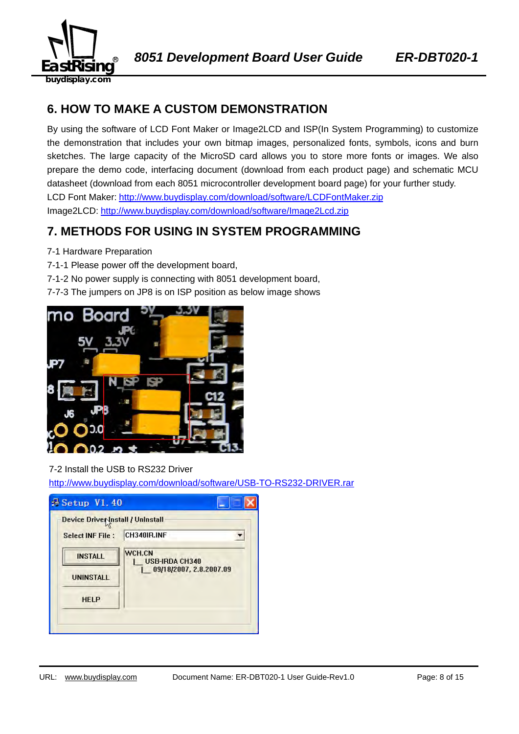## 6. HOW TO MAKE A CUSTOM DEMONSTRATION

By using the software of LCD Font Maker or Image2LCD and ISP(In System Programming) to customize the demonstration that includes your own bitmap images, personalized fonts, symbols, icons and burn sketches. The large capacity of the MicroSD card allows you to store more fonts or images. We also prepare the demo code, interfacing document (download from each product page) and schematic MCU datasheet (download from each 8051 microcontroller development board page) for your further study.

LCD Font Maker: http://www.buydisplay.com/download/software/LCDFontMaker.zip

Image2LCD: http://www.buydisplay.com/download/software/Image2Lcd.zip

## 7. METHODS FOR USING IN SYSTEM PROGRAMMING

7-1 Hardware Preparation

7-1-1 Please power off the development board,

7-1-2 No power supply is connecting with 8051 development board,

7-7-3 The jumpers on JP8 is on ISP position as below image shows

7-2 Install the USB to RS232 Driver

http://www.buydisplay.com/download/software/USB-TO-RS232-DRIVER.rar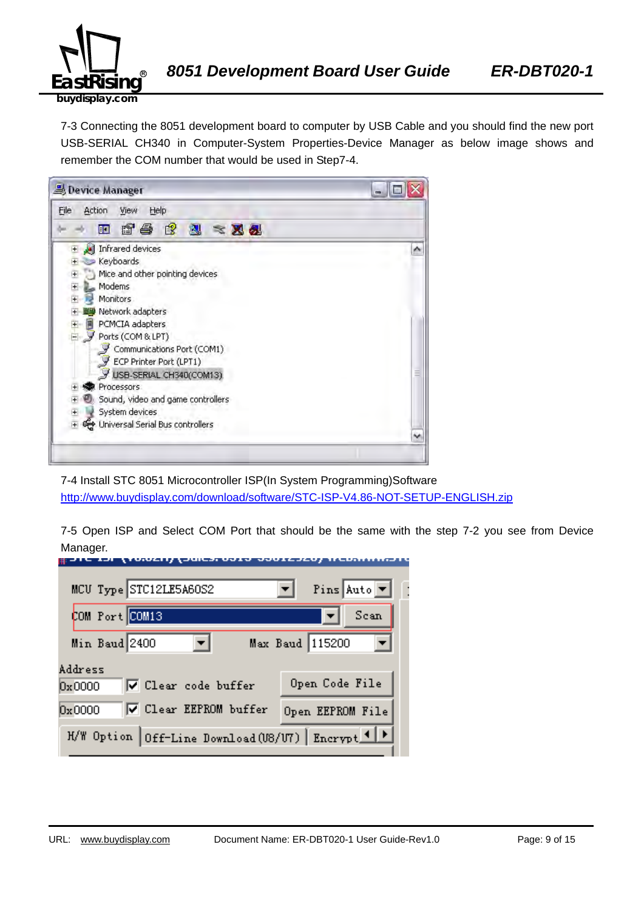7-3 Connecting the 8051 development board to computer by USB Cable and you should find the new port USB-SERIAL CH340 in Computer-System Properties-Device Manager as below image shows and remember the COM number that would be used in Step7-4.

7-4 Install STC 8051 Microcontroller ISP(In System Programming)Software
http://www.buydisplay.com/download/software/STC-ISP-V4.86-NOT-SETUP-ENGLISH.zip

7-5 Open ISP and Select COM Port that should be the same with the step 7-2 you see from Device Manager.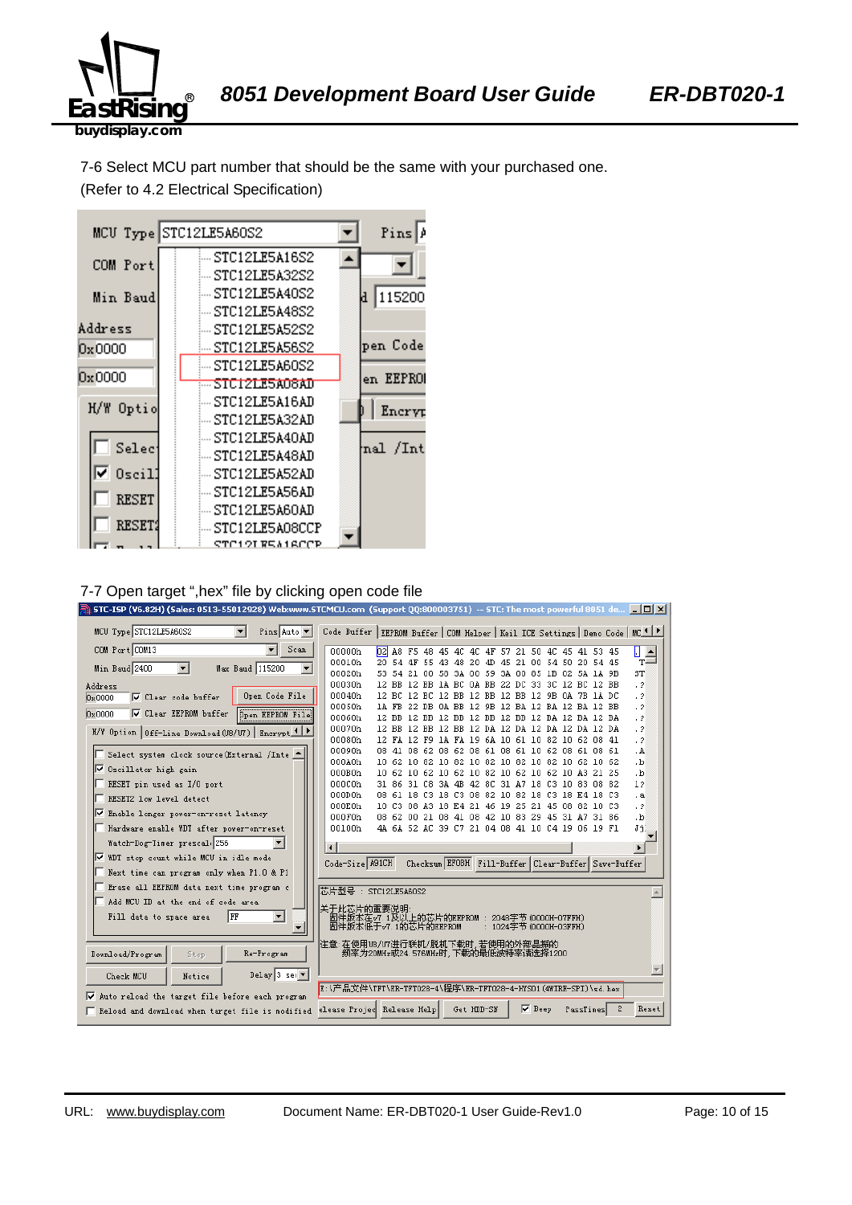7-6 Select MCU part number that should be the same with your purchased one.
(Refer to 4.2 Electrical Specification)

7-7 Open target ",hex" file by clicking open code file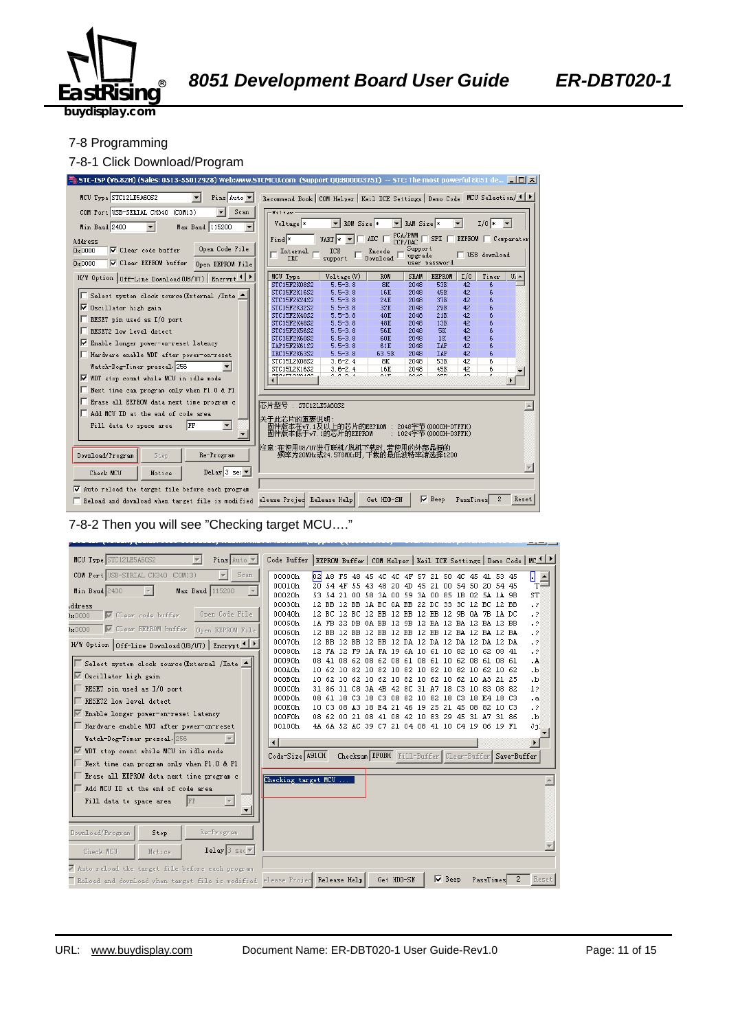7-8 Programming

7-8-1 Click Download/Program

7-8-2 Then you will see "Checking target MCU…."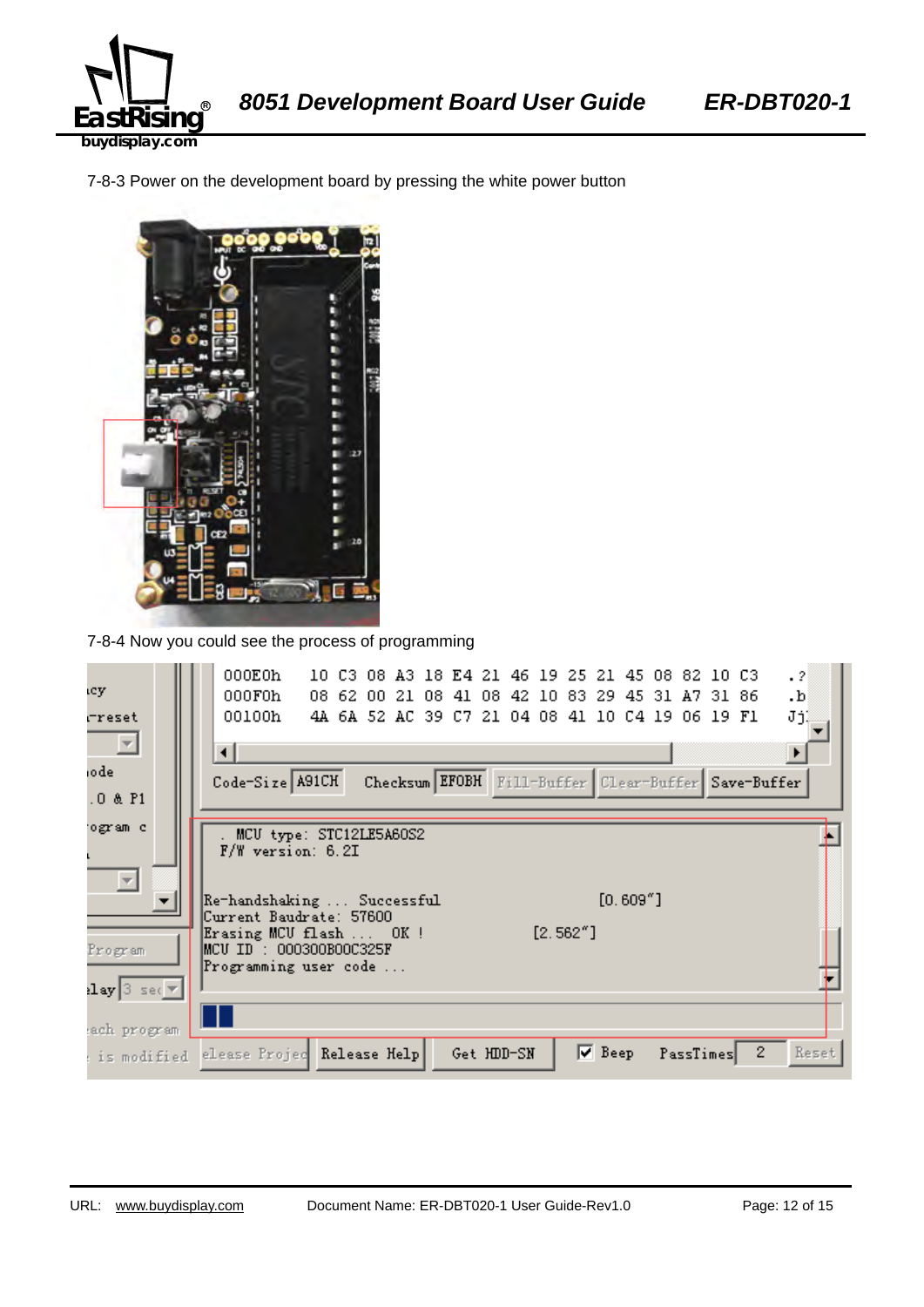7-8-3 Power on the development board by pressing the white power button

7-8-4 Now you could see the process of programming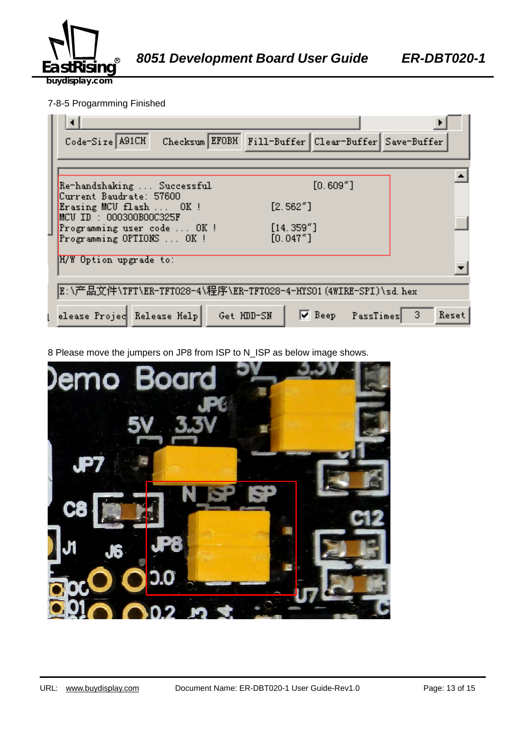7-8-5 Progarmming Finished

8 Please move the jumpers on JP8 from ISP to N_ISP as below image shows.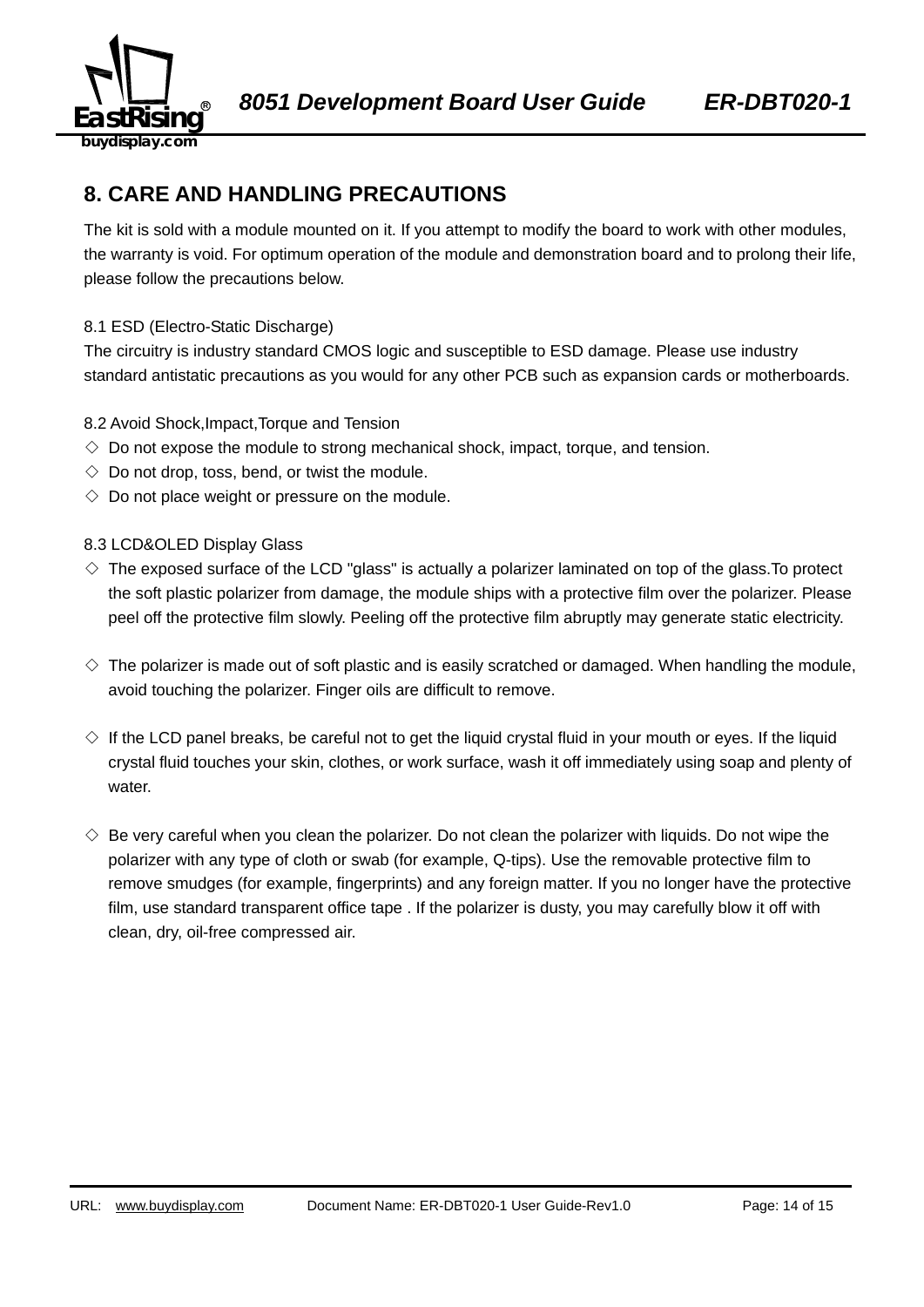## 8. CARE AND HANDLING PRECAUTIONS

The kit is sold with a module mounted on it. If you attempt to modify the board to work with other modules, the warranty is void. For optimum operation of the module and demonstration board and to prolong their life, please follow the precautions below.

### 8.1 ESD (Electro-Static Discharge)

The circuitry is industry standard CMOS logic and susceptible to ESD damage. Please use industry standard antistatic precautions as you would for any other PCB such as expansion cards or motherboards.

### 8.2 Avoid Shock,Impact,Torque and Tension

- ◇ Do not expose the module to strong mechanical shock, impact, torque, and tension.
- ◇ Do not drop, toss, bend, or twist the module.
- ◇ Do not place weight or pressure on the module.

### 8.3 LCD&OLED Display Glass

- ◇ The exposed surface of the LCD "glass" is actually a polarizer laminated on top of the glass.To protect the soft plastic polarizer from damage, the module ships with a protective film over the polarizer. Please peel off the protective film slowly. Peeling off the protective film abruptly may generate static electricity.

- ◇ The polarizer is made out of soft plastic and is easily scratched or damaged. When handling the module, avoid touching the polarizer. Finger oils are difficult to remove.

- ◇ If the LCD panel breaks, be careful not to get the liquid crystal fluid in your mouth or eyes. If the liquid crystal fluid touches your skin, clothes, or work surface, wash it off immediately using soap and plenty of water.

- ◇ Be very careful when you clean the polarizer. Do not clean the polarizer with liquids. Do not wipe the polarizer with any type of cloth or swab (for example, Q-tips). Use the removable protective film to remove smudges (for example, fingerprints) and any foreign matter. If you no longer have the protective film, use standard transparent office tape . If the polarizer is dusty, you may carefully blow it off with clean, dry, oil-free compressed air.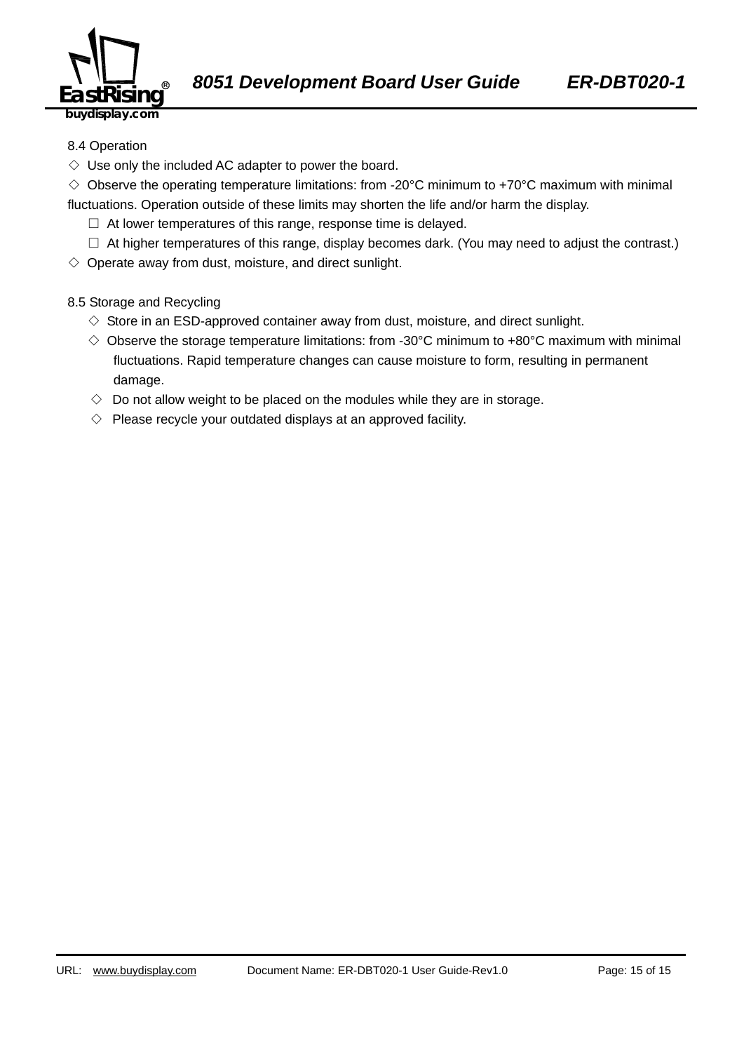8.4 Operation

◇ Use only the included AC adapter to power the board.

◇ Observe the operating temperature limitations: from -20°C minimum to +70°C maximum with minimal fluctuations. Operation outside of these limits may shorten the life and/or harm the display.

- □ At lower temperatures of this range, response time is delayed.
- □ At higher temperatures of this range, display becomes dark. (You may need to adjust the contrast.)

◇ Operate away from dust, moisture, and direct sunlight.

8.5 Storage and Recycling

- ◇ Store in an ESD-approved container away from dust, moisture, and direct sunlight.
- ◇ Observe the storage temperature limitations: from -30°C minimum to +80°C maximum with minimal fluctuations. Rapid temperature changes can cause moisture to form, resulting in permanent damage.
- ◇ Do not allow weight to be placed on the modules while they are in storage.
- ◇ Please recycle your outdated displays at an approved facility.